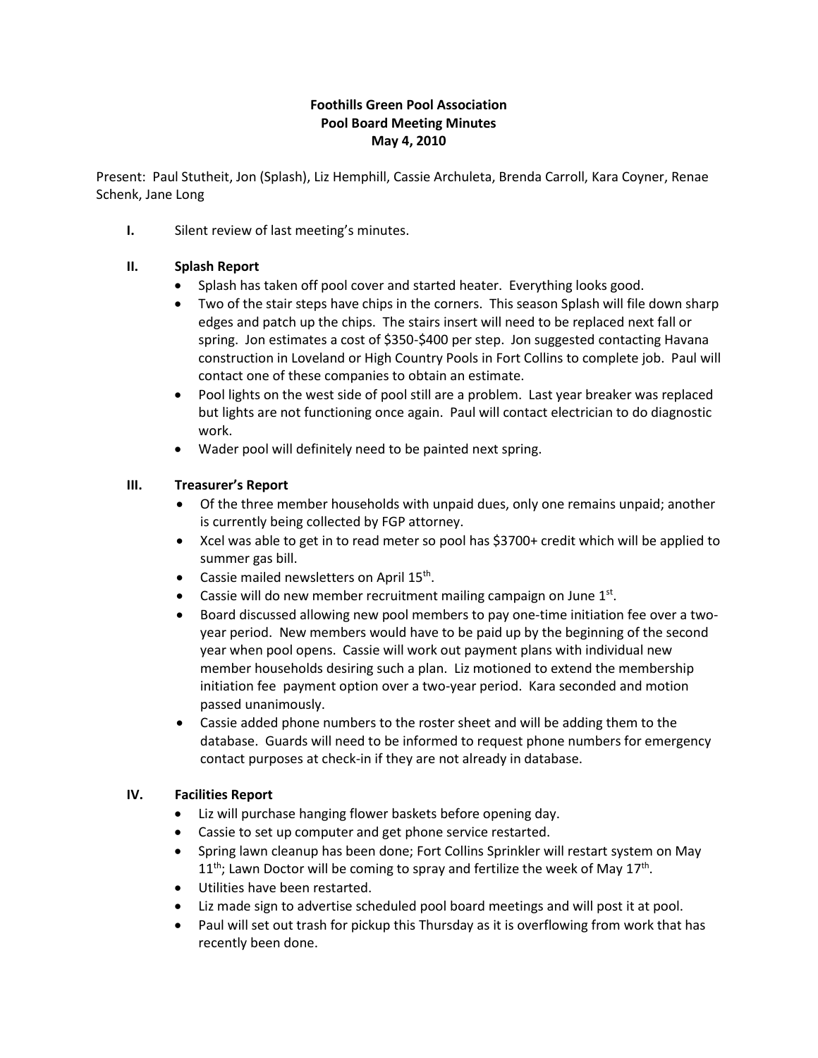**Foothills Green Pool Association**
**Pool Board Meeting Minutes**
**May 4, 2010**

Present: Paul Stutheit, Jon (Splash), Liz Hemphill, Cassie Archuleta, Brenda Carroll, Kara Coyner, Renae Schenk, Jane Long

**I.** Silent review of last meeting's minutes.

**II. Splash Report**

- Splash has taken off pool cover and started heater. Everything looks good.
- Two of the stair steps have chips in the corners. This season Splash will file down sharp edges and patch up the chips. The stairs insert will need to be replaced next fall or spring. Jon estimates a cost of $350-$400 per step. Jon suggested contacting Havana construction in Loveland or High Country Pools in Fort Collins to complete job. Paul will contact one of these companies to obtain an estimate.
- Pool lights on the west side of pool still are a problem. Last year breaker was replaced but lights are not functioning once again. Paul will contact electrician to do diagnostic work.
- Wader pool will definitely need to be painted next spring.

**III. Treasurer's Report**

- Of the three member households with unpaid dues, only one remains unpaid; another is currently being collected by FGP attorney.
- Xcel was able to get in to read meter so pool has $3700+ credit which will be applied to summer gas bill.
- Cassie mailed newsletters on April 15th.
- Cassie will do new member recruitment mailing campaign on June 1st.
- Board discussed allowing new pool members to pay one-time initiation fee over a two-year period. New members would have to be paid up by the beginning of the second year when pool opens. Cassie will work out payment plans with individual new member households desiring such a plan. Liz motioned to extend the membership initiation fee payment option over a two-year period. Kara seconded and motion passed unanimously.
- Cassie added phone numbers to the roster sheet and will be adding them to the database. Guards will need to be informed to request phone numbers for emergency contact purposes at check-in if they are not already in database.

**IV. Facilities Report**

- Liz will purchase hanging flower baskets before opening day.
- Cassie to set up computer and get phone service restarted.
- Spring lawn cleanup has been done; Fort Collins Sprinkler will restart system on May 11th; Lawn Doctor will be coming to spray and fertilize the week of May 17th.
- Utilities have been restarted.
- Liz made sign to advertise scheduled pool board meetings and will post it at pool.
- Paul will set out trash for pickup this Thursday as it is overflowing from work that has recently been done.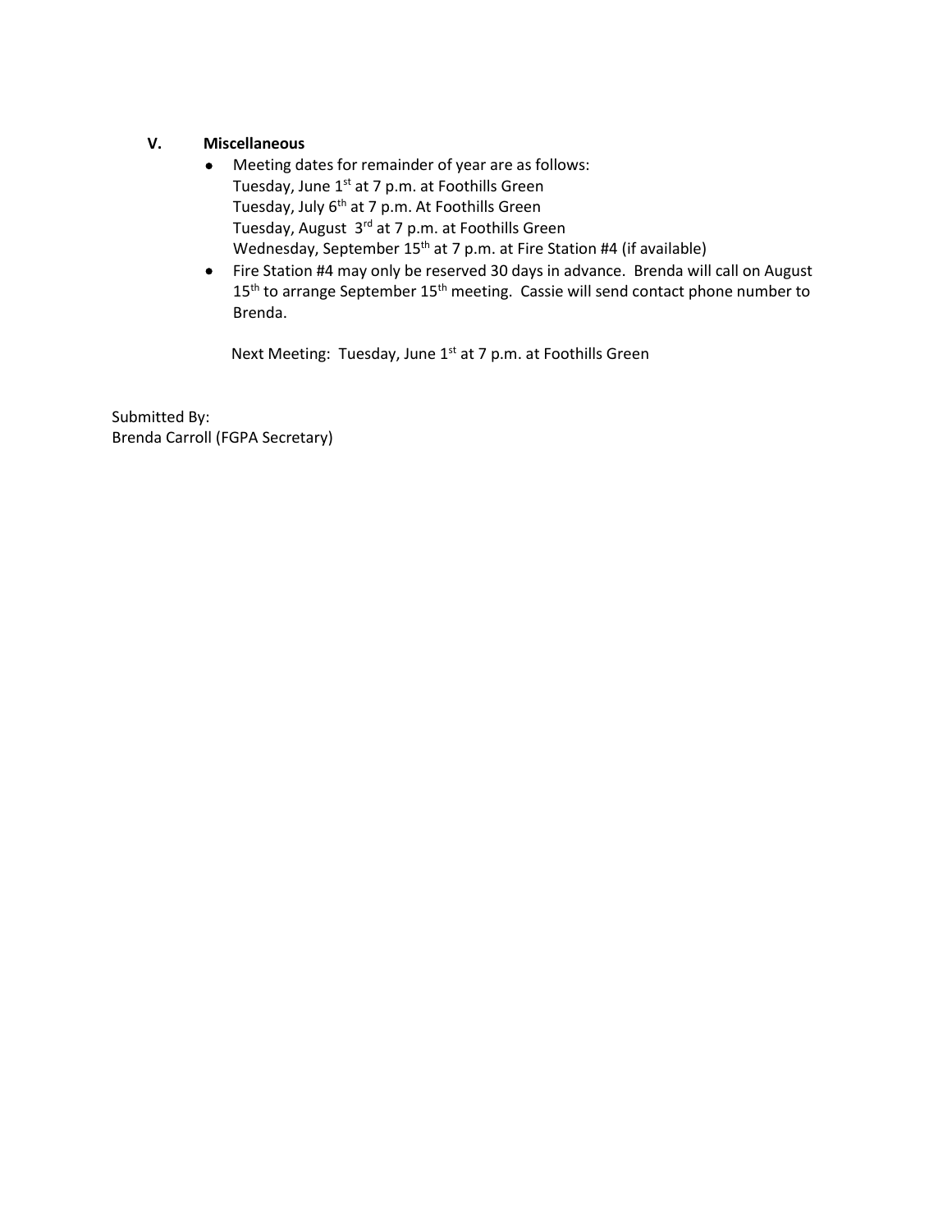## V. Miscellaneous

- Meeting dates for remainder of year are as follows:
  Tuesday, June 1st at 7 p.m. at Foothills Green
  Tuesday, July 6th at 7 p.m. At Foothills Green
  Tuesday, August 3rd at 7 p.m. at Foothills Green
  Wednesday, September 15th at 7 p.m. at Fire Station #4 (if available)
- Fire Station #4 may only be reserved 30 days in advance. Brenda will call on August 15th to arrange September 15th meeting. Cassie will send contact phone number to Brenda.

Next Meeting: Tuesday, June 1st at 7 p.m. at Foothills Green

Submitted By:
Brenda Carroll (FGPA Secretary)